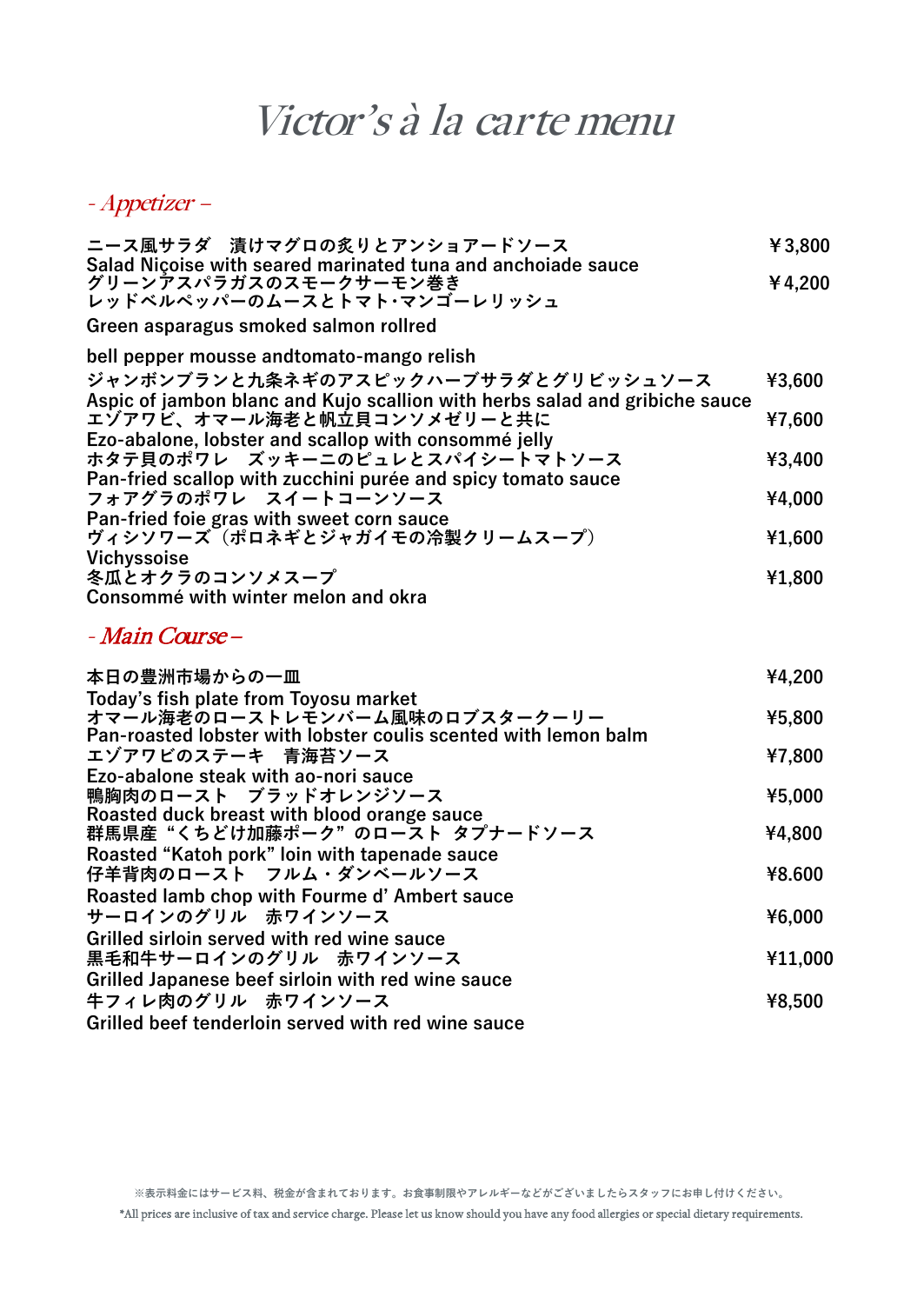# Victor's à la carte menu

## - Appetizer –

ニース風サラダ　漬けマグロの炙りとアンショアードソース ￥3,800
Salad Niçoise with seared marinated tuna and anchoiade sauce

グリーンアスパラガスのスモークサーモン巻き ￥4,200
レッドベルペッパーのムースとトマト･マンゴーレリッシュ
Green asparagus smoked salmon rollred
bell pepper mousse andtomato-mango relish

ジャンボンブランと九条ネギのアスピックハーブサラダとグリビッシュソース ¥3,600
Aspic of jambon blanc and Kujo scallion with herbs salad and gribiche sauce

エゾアワビ、オマール海老と帆立貝コンソメゼリーと共に ¥7,600
Ezo-abalone, lobster and scallop with consommé jelly

ホタテ貝のポワレ　ズッキーニのピュレとスパイシートマトソース ¥3,400
Pan-fried scallop with zucchini purée and spicy tomato sauce

フォアグラのポワレ　スイートコーンソース ¥4,000
Pan-fried foie gras with sweet corn sauce

ヴィシソワーズ（ポロネギとジャガイモの冷製クリームスープ） ¥1,600
Vichyssoise

冬瓜とオクラのコンソメスープ ¥1,800
Consommé with winter melon and okra

## - Main Course –

本日の豊洲市場からの一皿 ¥4,200
Today's fish plate from Toyosu market

オマール海老のローストレモンバーム風味のロブスタークーリー ¥5,800
Pan-roasted lobster with lobster coulis scented with lemon balm

エゾアワビのステーキ　青海苔ソース ¥7,800
Ezo-abalone steak with ao-nori sauce

鴨胸肉のロースト　ブラッドオレンジソース ¥5,000
Roasted duck breast with blood orange sauce

群馬県産 "くちどけ加藤ポーク" のロースト タプナードソース ¥4,800
Roasted "Katoh pork" loin with tapenade sauce

仔羊背肉のロースト　フルム・ダンベールソース ¥8.600
Roasted lamb chop with Fourme d' Ambert sauce

サーロインのグリル　赤ワインソース ¥6,000
Grilled sirloin served with red wine sauce

黒毛和牛サーロインのグリル　赤ワインソース ¥11,000
Grilled Japanese beef sirloin with red wine sauce

牛フィレ肉のグリル　赤ワインソース ¥8,500
Grilled beef tenderloin served with red wine sauce

※表示料金にはサービス料、税金が含まれております。お食事制限やアレルギーなどがございましたらスタッフにお申し付けください。

*All prices are inclusive of tax and service charge. Please let us know should you have any food allergies or special dietary requirements.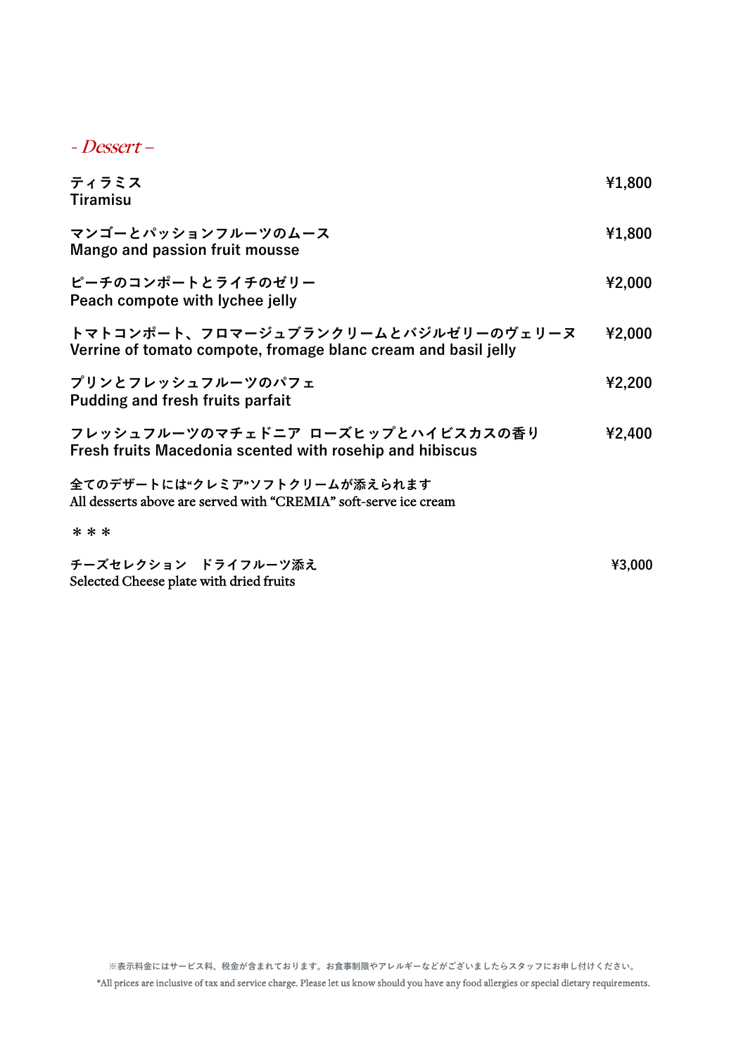## *- Dessert –*

| | |
|---|---|
| **ティラミス**<br>**Tiramisu** | **¥1,800** |
| **マンゴーとパッションフルーツのムース**<br>**Mango and passion fruit mousse** | **¥1,800** |
| **ピーチのコンポートとライチのゼリー**<br>**Peach compote with lychee jelly** | **¥2,000** |
| **トマトコンポート、フロマージュブランクリームとバジルゼリーのヴェリーヌ**<br>**Verrine of tomato compote, fromage blanc cream and basil jelly** | **¥2,000** |
| **プリンとフレッシュフルーツのパフェ**<br>**Pudding and fresh fruits parfait** | **¥2,200** |
| **フレッシュフルーツのマチェドニア ローズヒップとハイビスカスの香り**<br>**Fresh fruits Macedonia scented with rosehip and hibiscus** | **¥2,400** |

**全てのデザートには“クレミア”ソフトクリームが添えられます**
All desserts above are served with “CREMIA” soft-serve ice cream

＊＊＊

| | |
|---|---|
| **チーズセレクション　ドライフルーツ添え**<br>Selected Cheese plate with dried fruits | **¥3,000** |

※表示料金にはサービス料、税金が含まれております。お食事制限やアレルギーなどがございましたらスタッフにお申し付けください。
*All prices are inclusive of tax and service charge. Please let us know should you have any food allergies or special dietary requirements.